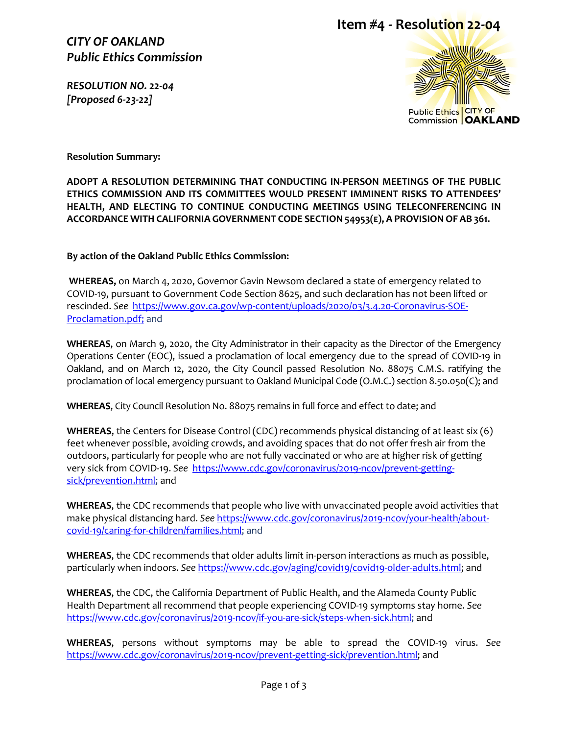# Item #4 - Resolution 22-04

***CITY OF OAKLAND***
***Public Ethics Commission***

***RESOLUTION NO. 22-04***
***[Proposed 6-23-22]***

Public Ethics Commission | CITY OF OAKLAND

**Resolution Summary:**

**ADOPT A RESOLUTION DETERMINING THAT CONDUCTING IN-PERSON MEETINGS OF THE PUBLIC ETHICS COMMISSION AND ITS COMMITTEES WOULD PRESENT IMMINENT RISKS TO ATTENDEES' HEALTH, AND ELECTING TO CONTINUE CONDUCTING MEETINGS USING TELECONFERENCING IN ACCORDANCE WITH CALIFORNIA GOVERNMENT CODE SECTION 54953(E), A PROVISION OF AB 361.**

**By action of the Oakland Public Ethics Commission:**

**WHEREAS,** on March 4, 2020, Governor Gavin Newsom declared a state of emergency related to COVID-19, pursuant to Government Code Section 8625, and such declaration has not been lifted or rescinded. *See* https://www.gov.ca.gov/wp-content/uploads/2020/03/3.4.20-Coronavirus-SOE-Proclamation.pdf; and

**WHEREAS**, on March 9, 2020, the City Administrator in their capacity as the Director of the Emergency Operations Center (EOC), issued a proclamation of local emergency due to the spread of COVID-19 in Oakland, and on March 12, 2020, the City Council passed Resolution No. 88075 C.M.S. ratifying the proclamation of local emergency pursuant to Oakland Municipal Code (O.M.C.) section 8.50.050(C); and

**WHEREAS**, City Council Resolution No. 88075 remains in full force and effect to date; and

**WHEREAS**, the Centers for Disease Control (CDC) recommends physical distancing of at least six (6) feet whenever possible, avoiding crowds, and avoiding spaces that do not offer fresh air from the outdoors, particularly for people who are not fully vaccinated or who are at higher risk of getting very sick from COVID-19. *See* https://www.cdc.gov/coronavirus/2019-ncov/prevent-getting-sick/prevention.html; and

**WHEREAS**, the CDC recommends that people who live with unvaccinated people avoid activities that make physical distancing hard. *See* https://www.cdc.gov/coronavirus/2019-ncov/your-health/about-covid-19/caring-for-children/families.html; and

**WHEREAS**, the CDC recommends that older adults limit in-person interactions as much as possible, particularly when indoors. *See* https://www.cdc.gov/aging/covid19/covid19-older-adults.html; and

**WHEREAS**, the CDC, the California Department of Public Health, and the Alameda County Public Health Department all recommend that people experiencing COVID-19 symptoms stay home. *See* https://www.cdc.gov/coronavirus/2019-ncov/if-you-are-sick/steps-when-sick.html; and

**WHEREAS**, persons without symptoms may be able to spread the COVID-19 virus. *See* https://www.cdc.gov/coronavirus/2019-ncov/prevent-getting-sick/prevention.html; and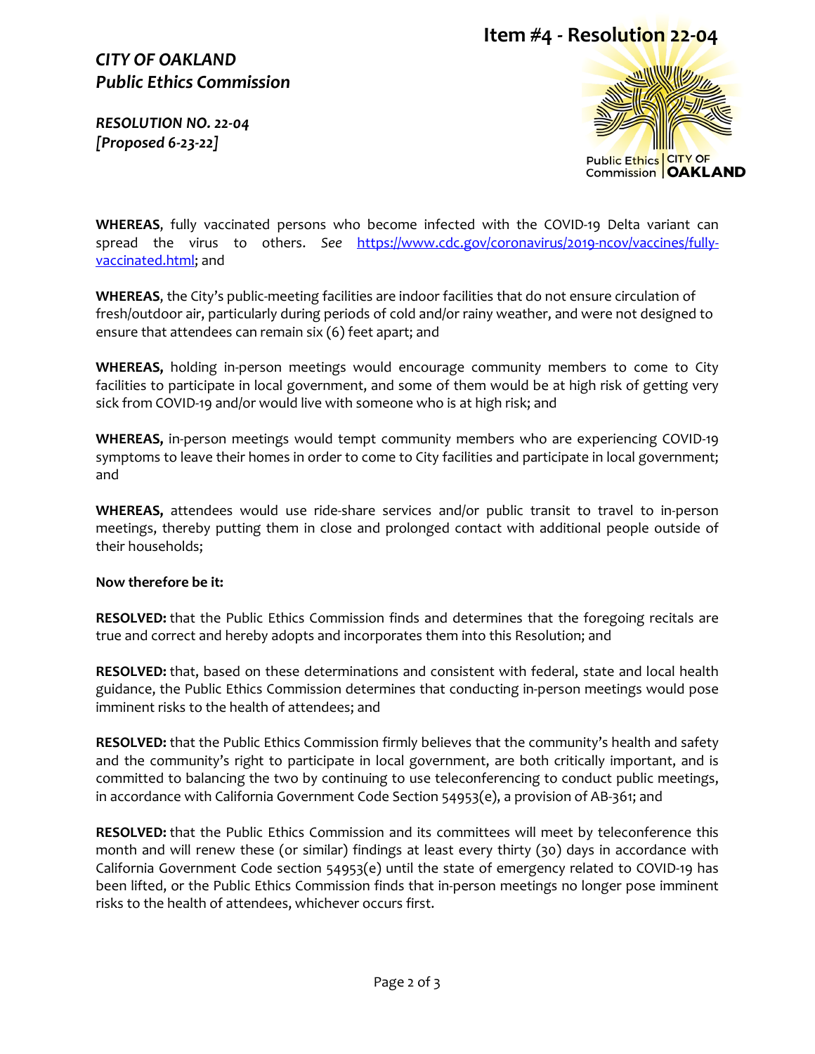# Item #4 - Resolution 22-04

***CITY OF OAKLAND***
***Public Ethics Commission***

***RESOLUTION NO. 22-04***
***[Proposed 6-23-22]***

**WHEREAS**, fully vaccinated persons who become infected with the COVID-19 Delta variant can spread the virus to others. *See* https://www.cdc.gov/coronavirus/2019-ncov/vaccines/fully-vaccinated.html; and

**WHEREAS**, the City's public-meeting facilities are indoor facilities that do not ensure circulation of fresh/outdoor air, particularly during periods of cold and/or rainy weather, and were not designed to ensure that attendees can remain six (6) feet apart; and

**WHEREAS,** holding in-person meetings would encourage community members to come to City facilities to participate in local government, and some of them would be at high risk of getting very sick from COVID-19 and/or would live with someone who is at high risk; and

**WHEREAS,** in-person meetings would tempt community members who are experiencing COVID-19 symptoms to leave their homes in order to come to City facilities and participate in local government; and

**WHEREAS,** attendees would use ride-share services and/or public transit to travel to in-person meetings, thereby putting them in close and prolonged contact with additional people outside of their households;

**Now therefore be it:**

**RESOLVED:** that the Public Ethics Commission finds and determines that the foregoing recitals are true and correct and hereby adopts and incorporates them into this Resolution; and

**RESOLVED:** that, based on these determinations and consistent with federal, state and local health guidance, the Public Ethics Commission determines that conducting in-person meetings would pose imminent risks to the health of attendees; and

**RESOLVED:** that the Public Ethics Commission firmly believes that the community's health and safety and the community's right to participate in local government, are both critically important, and is committed to balancing the two by continuing to use teleconferencing to conduct public meetings, in accordance with California Government Code Section 54953(e), a provision of AB-361; and

**RESOLVED:** that the Public Ethics Commission and its committees will meet by teleconference this month and will renew these (or similar) findings at least every thirty (30) days in accordance with California Government Code section 54953(e) until the state of emergency related to COVID-19 has been lifted, or the Public Ethics Commission finds that in-person meetings no longer pose imminent risks to the health of attendees, whichever occurs first.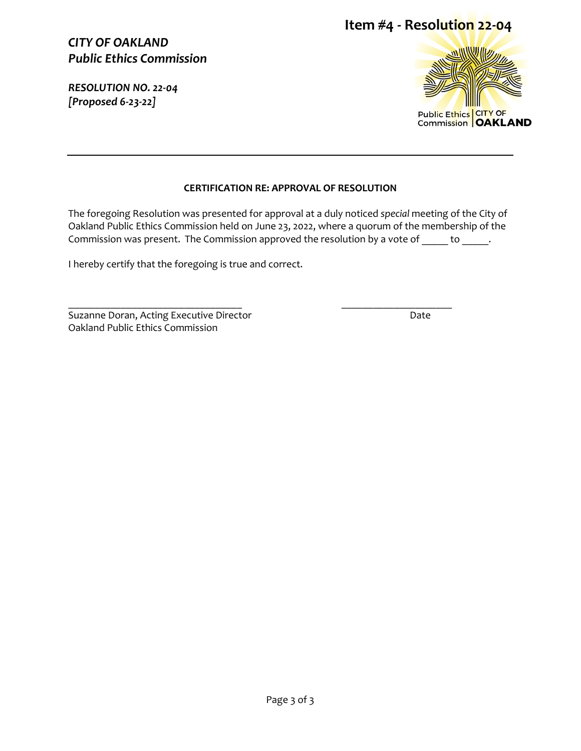Item #4 - Resolution 22-04

*CITY OF OAKLAND*
***Public Ethics Commission***

***RESOLUTION NO. 22-04***
***[Proposed 6-23-22]***

Public Ethics Commission | CITY OF OAKLAND

---

**CERTIFICATION RE: APPROVAL OF RESOLUTION**

The foregoing Resolution was presented for approval at a duly noticed *special* meeting of the City of Oakland Public Ethics Commission held on June 23, 2022, where a quorum of the membership of the Commission was present. The Commission approved the resolution by a vote of _____ to _____.

I hereby certify that the foregoing is true and correct.

______________________________________ ________________________

Suzanne Doran, Acting Executive Director Date
Oakland Public Ethics Commission